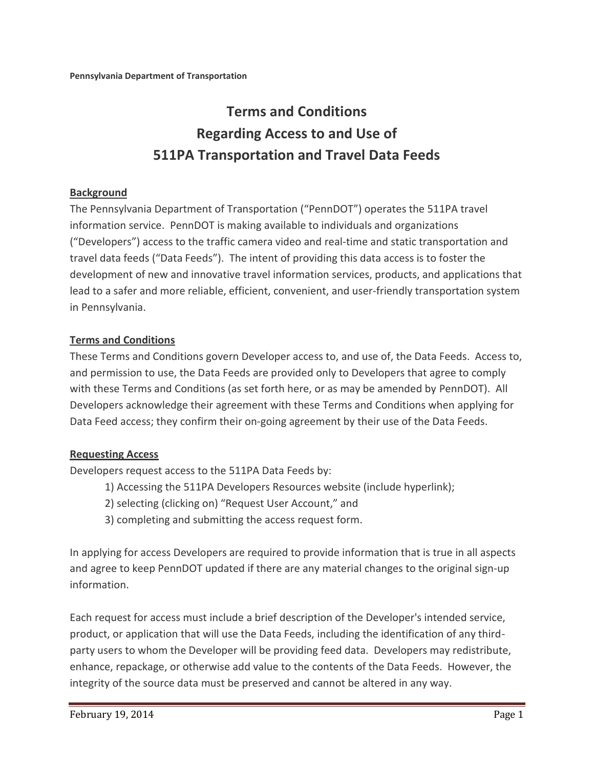**Pennsylvania Department of Transportation**

# Terms and Conditions Regarding Access to and Use of 511PA Transportation and Travel Data Feeds

## Background

The Pennsylvania Department of Transportation ("PennDOT") operates the 511PA travel information service. PennDOT is making available to individuals and organizations ("Developers") access to the traffic camera video and real-time and static transportation and travel data feeds ("Data Feeds"). The intent of providing this data access is to foster the development of new and innovative travel information services, products, and applications that lead to a safer and more reliable, efficient, convenient, and user-friendly transportation system in Pennsylvania.

## Terms and Conditions

These Terms and Conditions govern Developer access to, and use of, the Data Feeds. Access to, and permission to use, the Data Feeds are provided only to Developers that agree to comply with these Terms and Conditions (as set forth here, or as may be amended by PennDOT). All Developers acknowledge their agreement with these Terms and Conditions when applying for Data Feed access; they confirm their on-going agreement by their use of the Data Feeds.

## Requesting Access

Developers request access to the 511PA Data Feeds by:

1) Accessing the 511PA Developers Resources website (include hyperlink);
2) selecting (clicking on) "Request User Account," and
3) completing and submitting the access request form.

In applying for access Developers are required to provide information that is true in all aspects and agree to keep PennDOT updated if there are any material changes to the original sign-up information.

Each request for access must include a brief description of the Developer's intended service, product, or application that will use the Data Feeds, including the identification of any third-party users to whom the Developer will be providing feed data. Developers may redistribute, enhance, repackage, or otherwise add value to the contents of the Data Feeds. However, the integrity of the source data must be preserved and cannot be altered in any way.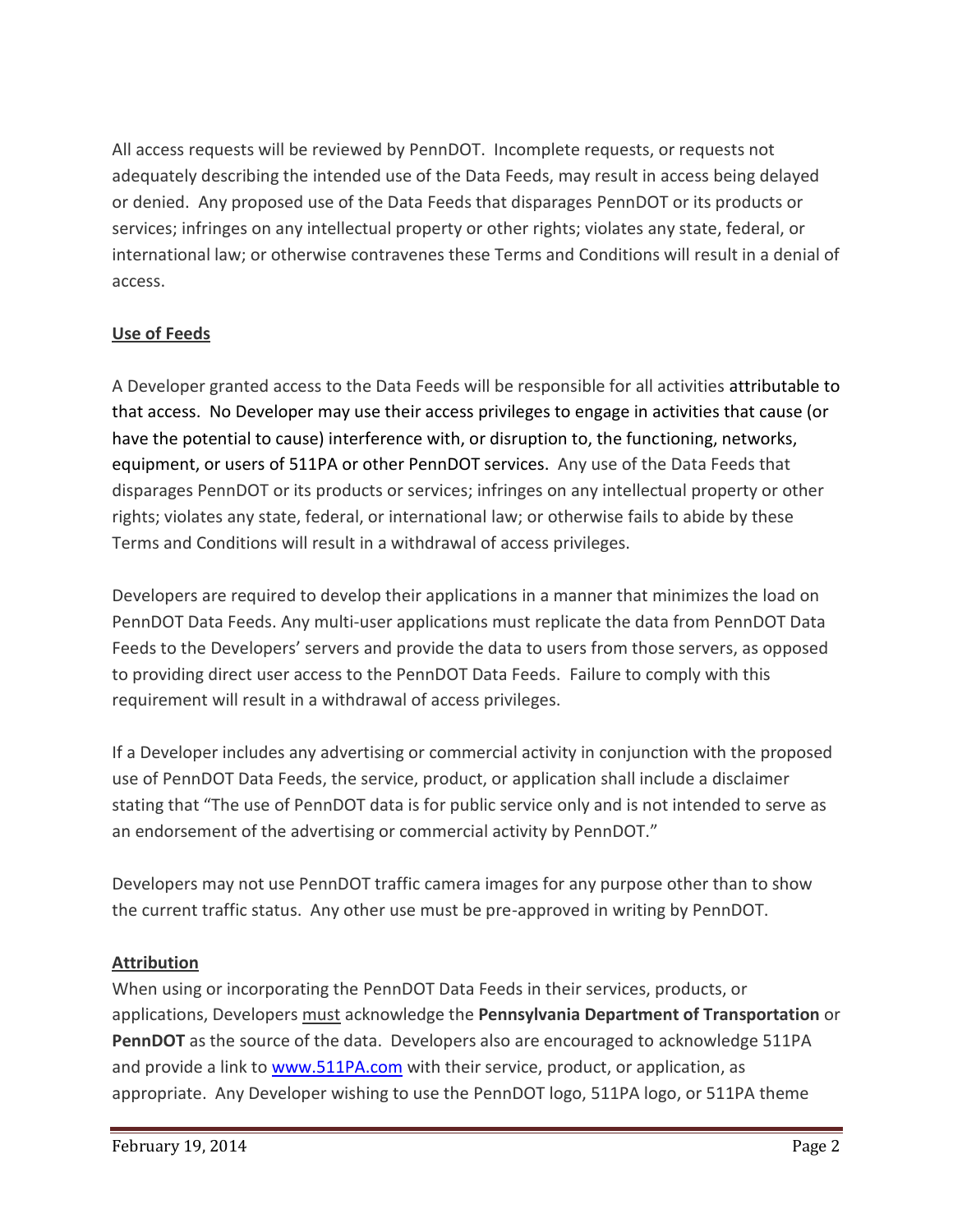All access requests will be reviewed by PennDOT. Incomplete requests, or requests not adequately describing the intended use of the Data Feeds, may result in access being delayed or denied. Any proposed use of the Data Feeds that disparages PennDOT or its products or services; infringes on any intellectual property or other rights; violates any state, federal, or international law; or otherwise contravenes these Terms and Conditions will result in a denial of access.

## Use of Feeds

A Developer granted access to the Data Feeds will be responsible for all activities attributable to that access. No Developer may use their access privileges to engage in activities that cause (or have the potential to cause) interference with, or disruption to, the functioning, networks, equipment, or users of 511PA or other PennDOT services. Any use of the Data Feeds that disparages PennDOT or its products or services; infringes on any intellectual property or other rights; violates any state, federal, or international law; or otherwise fails to abide by these Terms and Conditions will result in a withdrawal of access privileges.

Developers are required to develop their applications in a manner that minimizes the load on PennDOT Data Feeds. Any multi-user applications must replicate the data from PennDOT Data Feeds to the Developers' servers and provide the data to users from those servers, as opposed to providing direct user access to the PennDOT Data Feeds. Failure to comply with this requirement will result in a withdrawal of access privileges.

If a Developer includes any advertising or commercial activity in conjunction with the proposed use of PennDOT Data Feeds, the service, product, or application shall include a disclaimer stating that "The use of PennDOT data is for public service only and is not intended to serve as an endorsement of the advertising or commercial activity by PennDOT."

Developers may not use PennDOT traffic camera images for any purpose other than to show the current traffic status. Any other use must be pre-approved in writing by PennDOT.

## Attribution

When using or incorporating the PennDOT Data Feeds in their services, products, or applications, Developers must acknowledge the **Pennsylvania Department of Transportation** or **PennDOT** as the source of the data. Developers also are encouraged to acknowledge 511PA and provide a link to [www.511PA.com](http://www.511PA.com) with their service, product, or application, as appropriate. Any Developer wishing to use the PennDOT logo, 511PA logo, or 511PA theme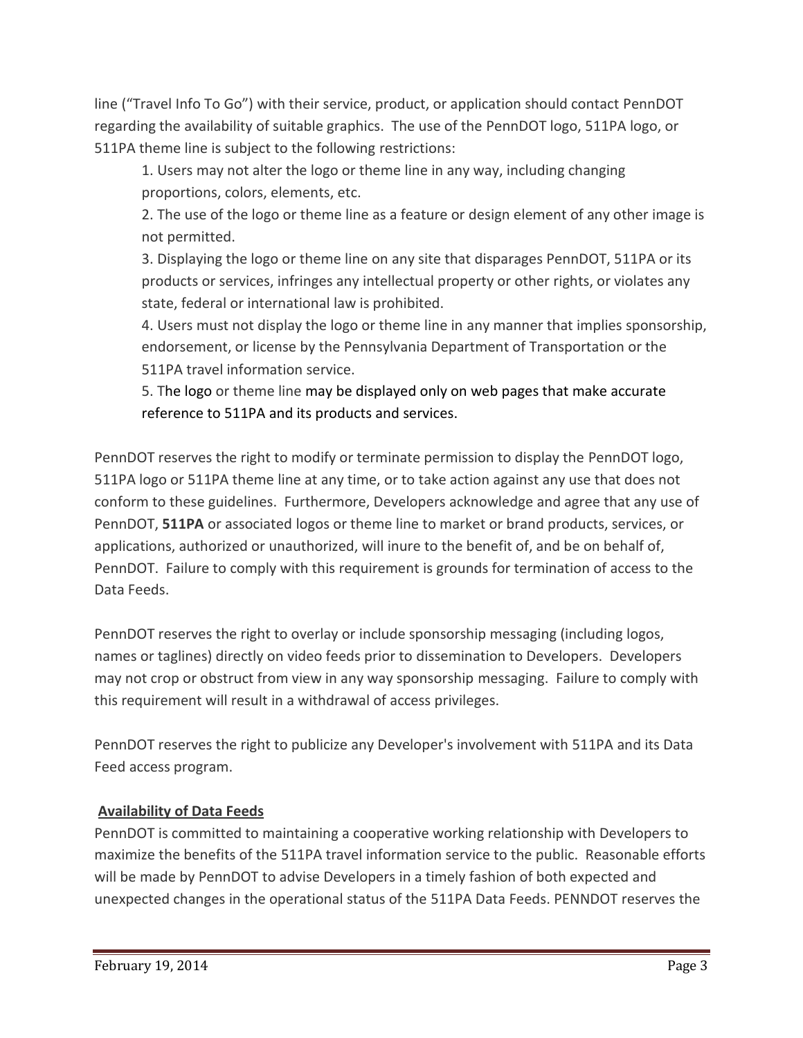line ("Travel Info To Go") with their service, product, or application should contact PennDOT regarding the availability of suitable graphics. The use of the PennDOT logo, 511PA logo, or 511PA theme line is subject to the following restrictions:

1. Users may not alter the logo or theme line in any way, including changing proportions, colors, elements, etc.
2. The use of the logo or theme line as a feature or design element of any other image is not permitted.
3. Displaying the logo or theme line on any site that disparages PennDOT, 511PA or its products or services, infringes any intellectual property or other rights, or violates any state, federal or international law is prohibited.
4. Users must not display the logo or theme line in any manner that implies sponsorship, endorsement, or license by the Pennsylvania Department of Transportation or the 511PA travel information service.
5. The logo or theme line may be displayed only on web pages that make accurate reference to 511PA and its products and services.

PennDOT reserves the right to modify or terminate permission to display the PennDOT logo, 511PA logo or 511PA theme line at any time, or to take action against any use that does not conform to these guidelines. Furthermore, Developers acknowledge and agree that any use of PennDOT, **511PA** or associated logos or theme line to market or brand products, services, or applications, authorized or unauthorized, will inure to the benefit of, and be on behalf of, PennDOT. Failure to comply with this requirement is grounds for termination of access to the Data Feeds.

PennDOT reserves the right to overlay or include sponsorship messaging (including logos, names or taglines) directly on video feeds prior to dissemination to Developers. Developers may not crop or obstruct from view in any way sponsorship messaging. Failure to comply with this requirement will result in a withdrawal of access privileges.

PennDOT reserves the right to publicize any Developer's involvement with 511PA and its Data Feed access program.

**Availability of Data Feeds**

PennDOT is committed to maintaining a cooperative working relationship with Developers to maximize the benefits of the 511PA travel information service to the public. Reasonable efforts will be made by PennDOT to advise Developers in a timely fashion of both expected and unexpected changes in the operational status of the 511PA Data Feeds. PENNDOT reserves the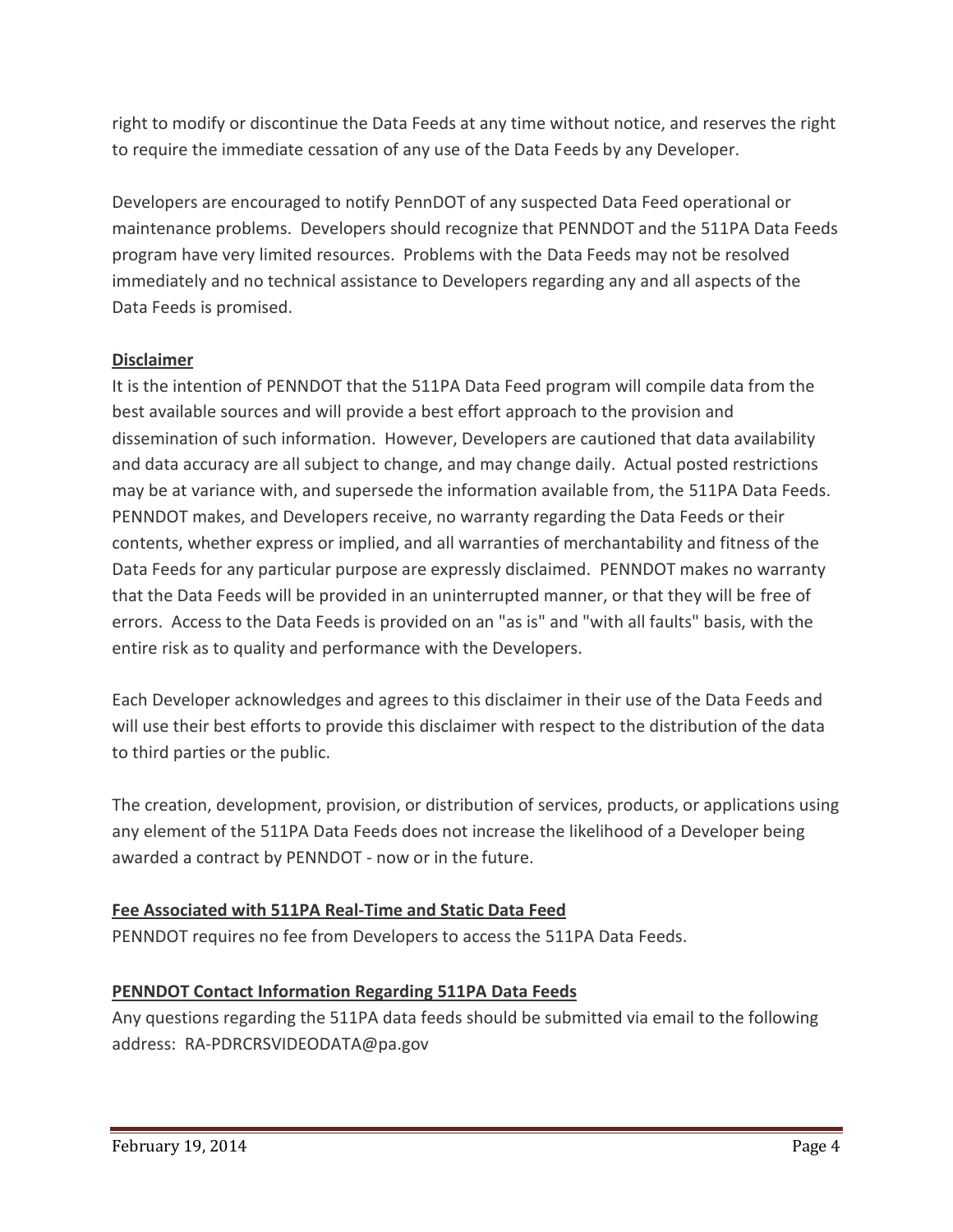right to modify or discontinue the Data Feeds at any time without notice, and reserves the right to require the immediate cessation of any use of the Data Feeds by any Developer.

Developers are encouraged to notify PennDOT of any suspected Data Feed operational or maintenance problems. Developers should recognize that PENNDOT and the 511PA Data Feeds program have very limited resources. Problems with the Data Feeds may not be resolved immediately and no technical assistance to Developers regarding any and all aspects of the Data Feeds is promised.

## Disclaimer

It is the intention of PENNDOT that the 511PA Data Feed program will compile data from the best available sources and will provide a best effort approach to the provision and dissemination of such information. However, Developers are cautioned that data availability and data accuracy are all subject to change, and may change daily. Actual posted restrictions may be at variance with, and supersede the information available from, the 511PA Data Feeds. PENNDOT makes, and Developers receive, no warranty regarding the Data Feeds or their contents, whether express or implied, and all warranties of merchantability and fitness of the Data Feeds for any particular purpose are expressly disclaimed. PENNDOT makes no warranty that the Data Feeds will be provided in an uninterrupted manner, or that they will be free of errors. Access to the Data Feeds is provided on an "as is" and "with all faults" basis, with the entire risk as to quality and performance with the Developers.

Each Developer acknowledges and agrees to this disclaimer in their use of the Data Feeds and will use their best efforts to provide this disclaimer with respect to the distribution of the data to third parties or the public.

The creation, development, provision, or distribution of services, products, or applications using any element of the 511PA Data Feeds does not increase the likelihood of a Developer being awarded a contract by PENNDOT - now or in the future.

## Fee Associated with 511PA Real-Time and Static Data Feed

PENNDOT requires no fee from Developers to access the 511PA Data Feeds.

## PENNDOT Contact Information Regarding 511PA Data Feeds

Any questions regarding the 511PA data feeds should be submitted via email to the following address: RA-PDRCRSVIDEODATA@pa.gov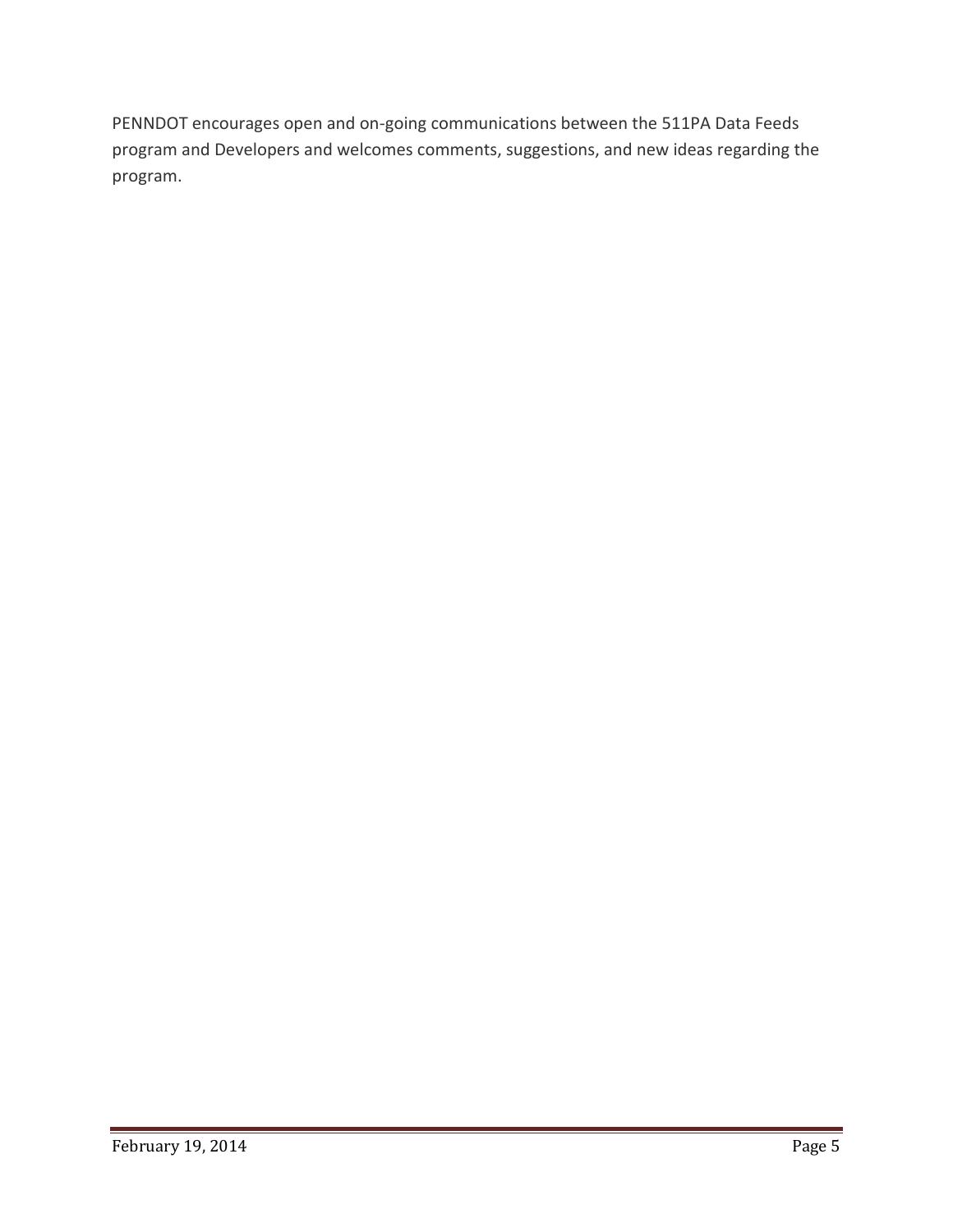PENNDOT encourages open and on-going communications between the 511PA Data Feeds program and Developers and welcomes comments, suggestions, and new ideas regarding the program.